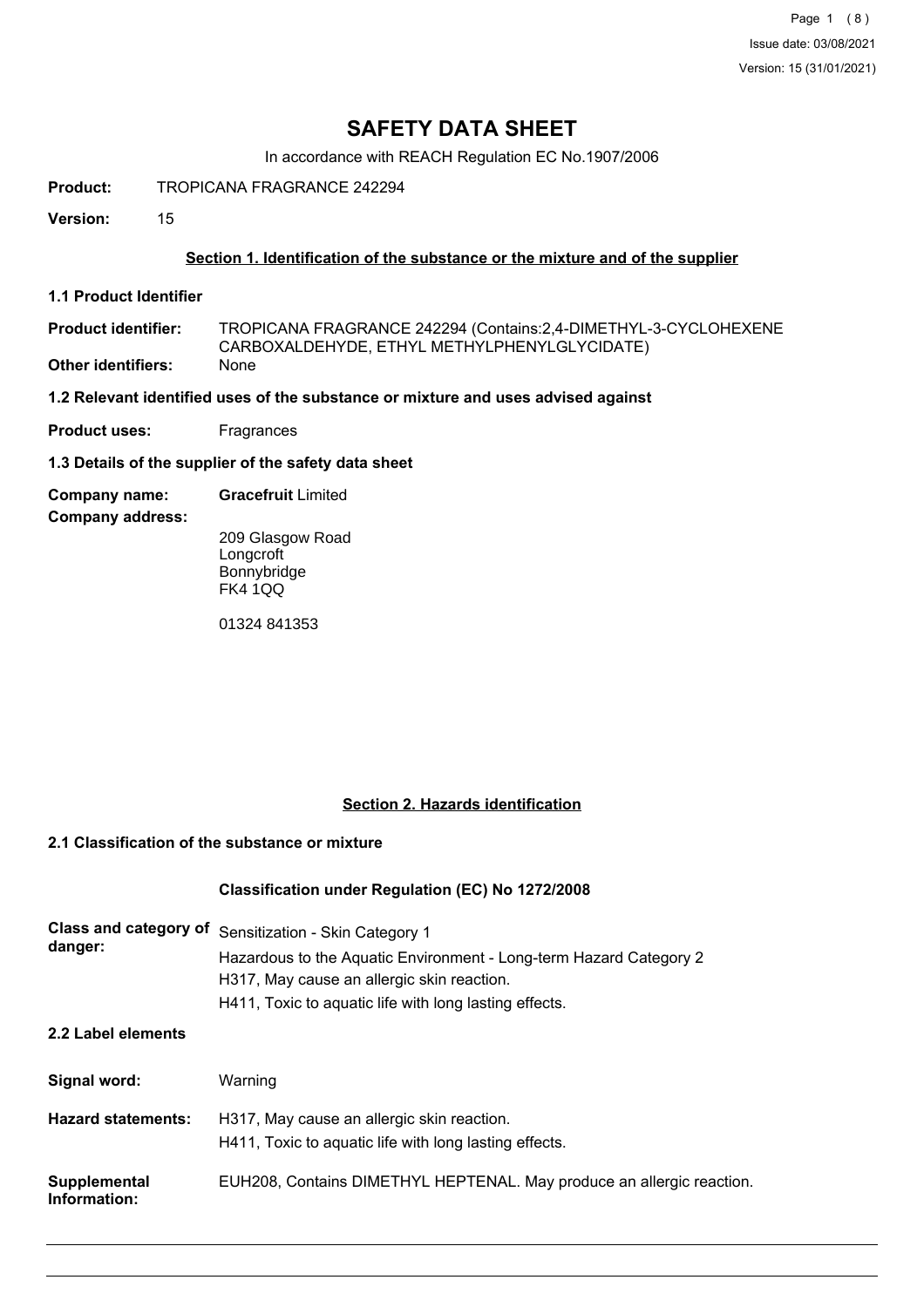# SAFETY DATA SHEET

In accordance with REACH Regulation EC No.1907/2006

**Product:** TROPICANA FRAGRANCE 242294

**Version:** 15

## Section 1. Identification of the substance or the mixture and of the supplier

### 1.1 Product Identifier

**Product identifier:** TROPICANA FRAGRANCE 242294 (Contains:2,4-DIMETHYL-3-CYCLOHEXENE CARBOXALDEHYDE, ETHYL METHYLPHENYLGLYCIDATE)

**Other identifiers:** None

### 1.2 Relevant identified uses of the substance or mixture and uses advised against

**Product uses:** Fragrances

### 1.3 Details of the supplier of the safety data sheet

**Company name:** **Gracefruit** Limited

**Company address:**

209 Glasgow Road
Longcroft
Bonnybridge
FK4 1QQ

01324 841353

## Section 2. Hazards identification

### 2.1 Classification of the substance or mixture

**Classification under Regulation (EC) No 1272/2008**

**Class and category of danger:** Sensitization - Skin Category 1
Hazardous to the Aquatic Environment - Long-term Hazard Category 2
H317, May cause an allergic skin reaction.
H411, Toxic to aquatic life with long lasting effects.

### 2.2 Label elements

**Signal word:** Warning

**Hazard statements:** H317, May cause an allergic skin reaction.
H411, Toxic to aquatic life with long lasting effects.

**Supplemental Information:** EUH208, Contains DIMETHYL HEPTENAL. May produce an allergic reaction.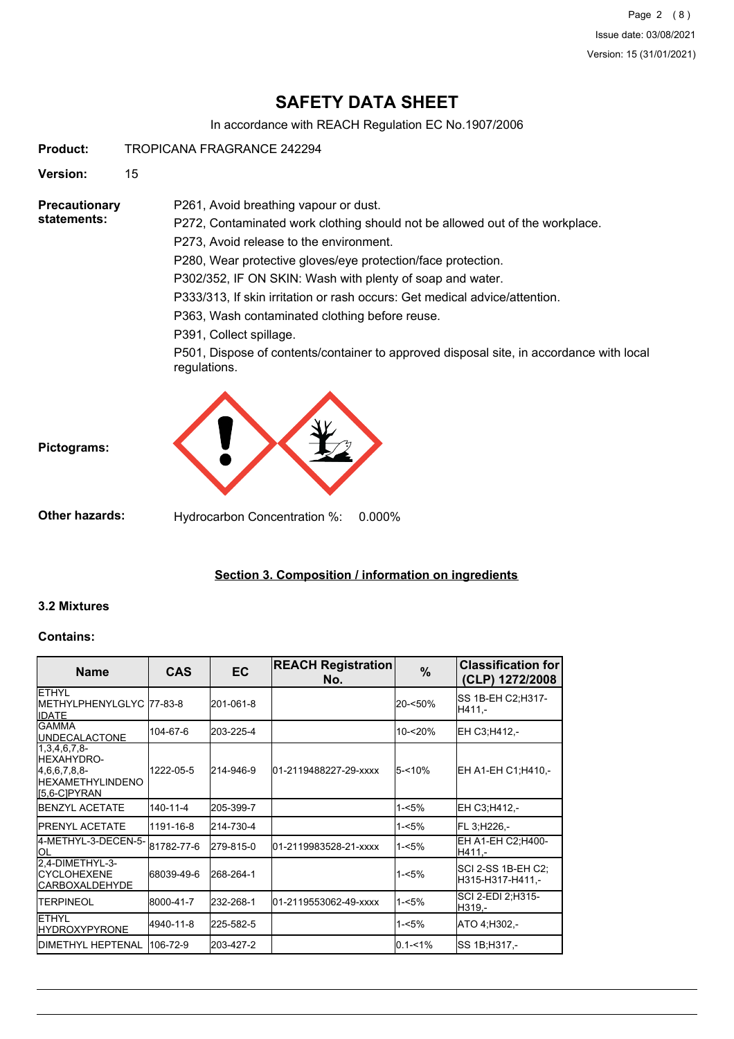# SAFETY DATA SHEET

In accordance with REACH Regulation EC No.1907/2006

**Product:** TROPICANA FRAGRANCE 242294

**Version:** 15

**Precautionary statements:**

P261, Avoid breathing vapour or dust.

P272, Contaminated work clothing should not be allowed out of the workplace.

P273, Avoid release to the environment.

P280, Wear protective gloves/eye protection/face protection.

P302/352, IF ON SKIN: Wash with plenty of soap and water.

P333/313, If skin irritation or rash occurs: Get medical advice/attention.

P363, Wash contaminated clothing before reuse.

P391, Collect spillage.

P501, Dispose of contents/container to approved disposal site, in accordance with local regulations.

**Pictograms:**

**Other hazards:** Hydrocarbon Concentration %: 0.000%

## Section 3. Composition / information on ingredients

### 3.2 Mixtures

**Contains:**

| Name | CAS | EC | REACH Registration No. | % | Classification for (CLP) 1272/2008 |
|---|---|---|---|---|---|
| ETHYL METHYLPHENYLGLYCIDATE | 77-83-8 | 201-061-8 | | 20-<50% | SS 1B-EH C2;H317-H411,- |
| GAMMA UNDECALACTONE | 104-67-6 | 203-225-4 | | 10-<20% | EH C3;H412,- |
| 1,3,4,6,7,8-HEXAHYDRO-4,6,6,7,8,8-HEXAMETHYLINDENO[5,6-C]PYRAN | 1222-05-5 | 214-946-9 | 01-2119488227-29-xxxx | 5-<10% | EH A1-EH C1;H410,- |
| BENZYL ACETATE | 140-11-4 | 205-399-7 | | 1-<5% | EH C3;H412,- |
| PRENYL ACETATE | 1191-16-8 | 214-730-4 | | 1-<5% | FL 3;H226,- |
| 4-METHYL-3-DECEN-5-OL | 81782-77-6 | 279-815-0 | 01-2119983528-21-xxxx | 1-<5% | EH A1-EH C2;H400-H411,- |
| 2,4-DIMETHYL-3-CYCLOHEXENE CARBOXALDEHYDE | 68039-49-6 | 268-264-1 | | 1-<5% | SCI 2-SS 1B-EH C2;H315-H317-H411,- |
| TERPINEOL | 8000-41-7 | 232-268-1 | 01-2119553062-49-xxxx | 1-<5% | SCI 2-EDI 2;H315-H319,- |
| ETHYL HYDROXYPYRONE | 4940-11-8 | 225-582-5 | | 1-<5% | ATO 4;H302,- |
| DIMETHYL HEPTENAL | 106-72-9 | 203-427-2 | | 0.1-<1% | SS 1B;H317,- |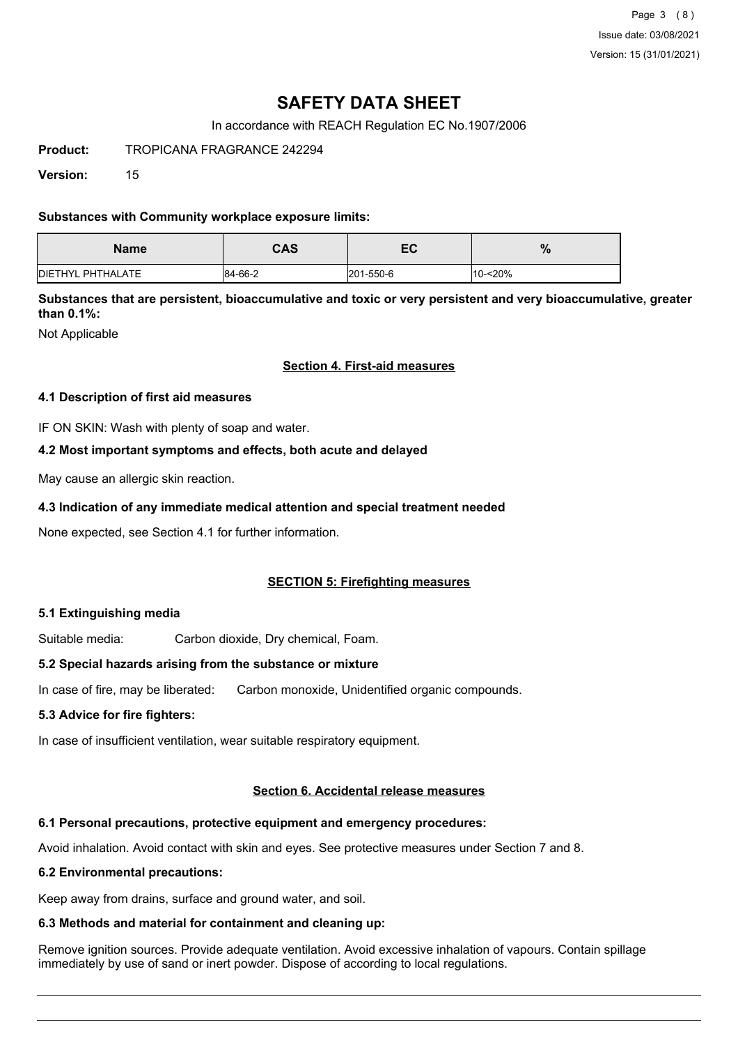# SAFETY DATA SHEET

In accordance with REACH Regulation EC No.1907/2006

**Product:** TROPICANA FRAGRANCE 242294

**Version:** 15

**Substances with Community workplace exposure limits:**

| Name | CAS | EC | % |
|---|---|---|---|
| DIETHYL PHTHALATE | 84-66-2 | 201-550-6 | 10-<20% |

**Substances that are persistent, bioaccumulative and toxic or very persistent and very bioaccumulative, greater than 0.1%:**

Not Applicable

## Section 4. First-aid measures

### 4.1 Description of first aid measures

IF ON SKIN: Wash with plenty of soap and water.

### 4.2 Most important symptoms and effects, both acute and delayed

May cause an allergic skin reaction.

### 4.3 Indication of any immediate medical attention and special treatment needed

None expected, see Section 4.1 for further information.

## SECTION 5: Firefighting measures

### 5.1 Extinguishing media

Suitable media: Carbon dioxide, Dry chemical, Foam.

### 5.2 Special hazards arising from the substance or mixture

In case of fire, may be liberated: Carbon monoxide, Unidentified organic compounds.

### 5.3 Advice for fire fighters:

In case of insufficient ventilation, wear suitable respiratory equipment.

## Section 6. Accidental release measures

### 6.1 Personal precautions, protective equipment and emergency procedures:

Avoid inhalation. Avoid contact with skin and eyes. See protective measures under Section 7 and 8.

### 6.2 Environmental precautions:

Keep away from drains, surface and ground water, and soil.

### 6.3 Methods and material for containment and cleaning up:

Remove ignition sources. Provide adequate ventilation. Avoid excessive inhalation of vapours. Contain spillage immediately by use of sand or inert powder. Dispose of according to local regulations.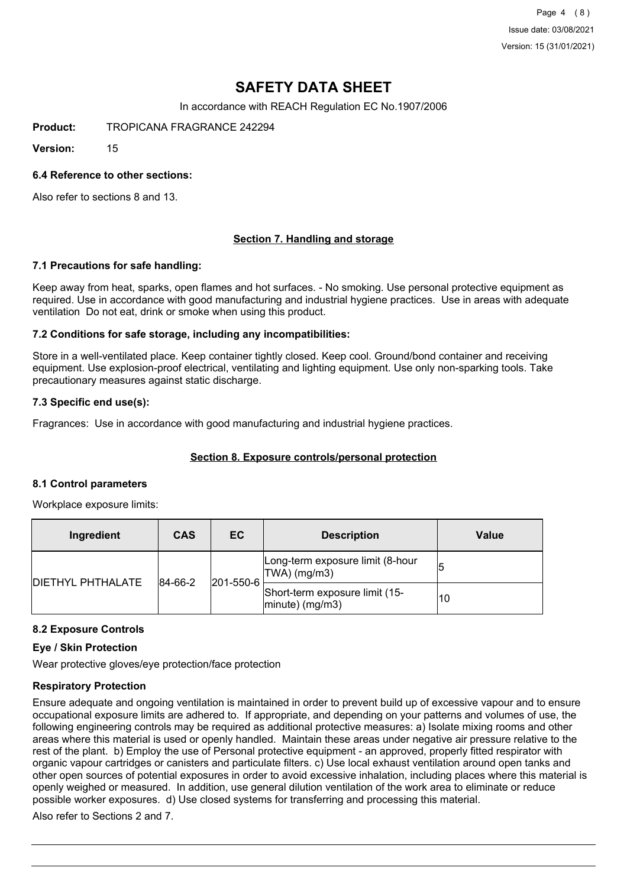# SAFETY DATA SHEET

In accordance with REACH Regulation EC No.1907/2006

**Product:** TROPICANA FRAGRANCE 242294

**Version:** 15

### 6.4 Reference to other sections:

Also refer to sections 8 and 13.

## Section 7. Handling and storage

### 7.1 Precautions for safe handling:

Keep away from heat, sparks, open flames and hot surfaces. - No smoking. Use personal protective equipment as required. Use in accordance with good manufacturing and industrial hygiene practices. Use in areas with adequate ventilation Do not eat, drink or smoke when using this product.

### 7.2 Conditions for safe storage, including any incompatibilities:

Store in a well-ventilated place. Keep container tightly closed. Keep cool. Ground/bond container and receiving equipment. Use explosion-proof electrical, ventilating and lighting equipment. Use only non-sparking tools. Take precautionary measures against static discharge.

### 7.3 Specific end use(s):

Fragrances: Use in accordance with good manufacturing and industrial hygiene practices.

## Section 8. Exposure controls/personal protection

### 8.1 Control parameters

Workplace exposure limits:

| Ingredient | CAS | EC | Description | Value |
|---|---|---|---|---|
| DIETHYL PHTHALATE | 84-66-2 | 201-550-6 | Long-term exposure limit (8-hour TWA) (mg/m3) | 5 |
| | | | Short-term exposure limit (15-minute) (mg/m3) | 10 |

### 8.2 Exposure Controls

#### Eye / Skin Protection

Wear protective gloves/eye protection/face protection

#### Respiratory Protection

Ensure adequate and ongoing ventilation is maintained in order to prevent build up of excessive vapour and to ensure occupational exposure limits are adhered to. If appropriate, and depending on your patterns and volumes of use, the following engineering controls may be required as additional protective measures: a) Isolate mixing rooms and other areas where this material is used or openly handled. Maintain these areas under negative air pressure relative to the rest of the plant. b) Employ the use of Personal protective equipment - an approved, properly fitted respirator with organic vapour cartridges or canisters and particulate filters. c) Use local exhaust ventilation around open tanks and other open sources of potential exposures in order to avoid excessive inhalation, including places where this material is openly weighed or measured. In addition, use general dilution ventilation of the work area to eliminate or reduce possible worker exposures. d) Use closed systems for transferring and processing this material.

Also refer to Sections 2 and 7.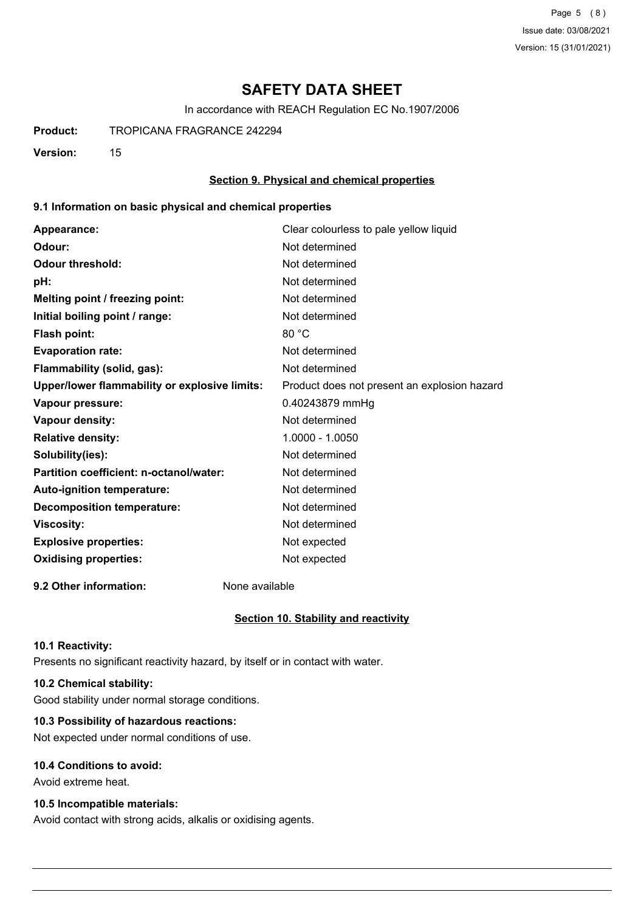# SAFETY DATA SHEET

In accordance with REACH Regulation EC No.1907/2006

**Product:** TROPICANA FRAGRANCE 242294

**Version:** 15

## Section 9. Physical and chemical properties

### 9.1 Information on basic physical and chemical properties

| | |
|---|---|
| **Appearance:** | Clear colourless to pale yellow liquid |
| **Odour:** | Not determined |
| **Odour threshold:** | Not determined |
| **pH:** | Not determined |
| **Melting point / freezing point:** | Not determined |
| **Initial boiling point / range:** | Not determined |
| **Flash point:** | 80 °C |
| **Evaporation rate:** | Not determined |
| **Flammability (solid, gas):** | Not determined |
| **Upper/lower flammability or explosive limits:** | Product does not present an explosion hazard |
| **Vapour pressure:** | 0.40243879 mmHg |
| **Vapour density:** | Not determined |
| **Relative density:** | 1.0000 - 1.0050 |
| **Solubility(ies):** | Not determined |
| **Partition coefficient: n-octanol/water:** | Not determined |
| **Auto-ignition temperature:** | Not determined |
| **Decomposition temperature:** | Not determined |
| **Viscosity:** | Not determined |
| **Explosive properties:** | Not expected |
| **Oxidising properties:** | Not expected |

**9.2 Other information:** None available

## Section 10. Stability and reactivity

### 10.1 Reactivity:

Presents no significant reactivity hazard, by itself or in contact with water.

### 10.2 Chemical stability:

Good stability under normal storage conditions.

### 10.3 Possibility of hazardous reactions:

Not expected under normal conditions of use.

### 10.4 Conditions to avoid:

Avoid extreme heat.

### 10.5 Incompatible materials:

Avoid contact with strong acids, alkalis or oxidising agents.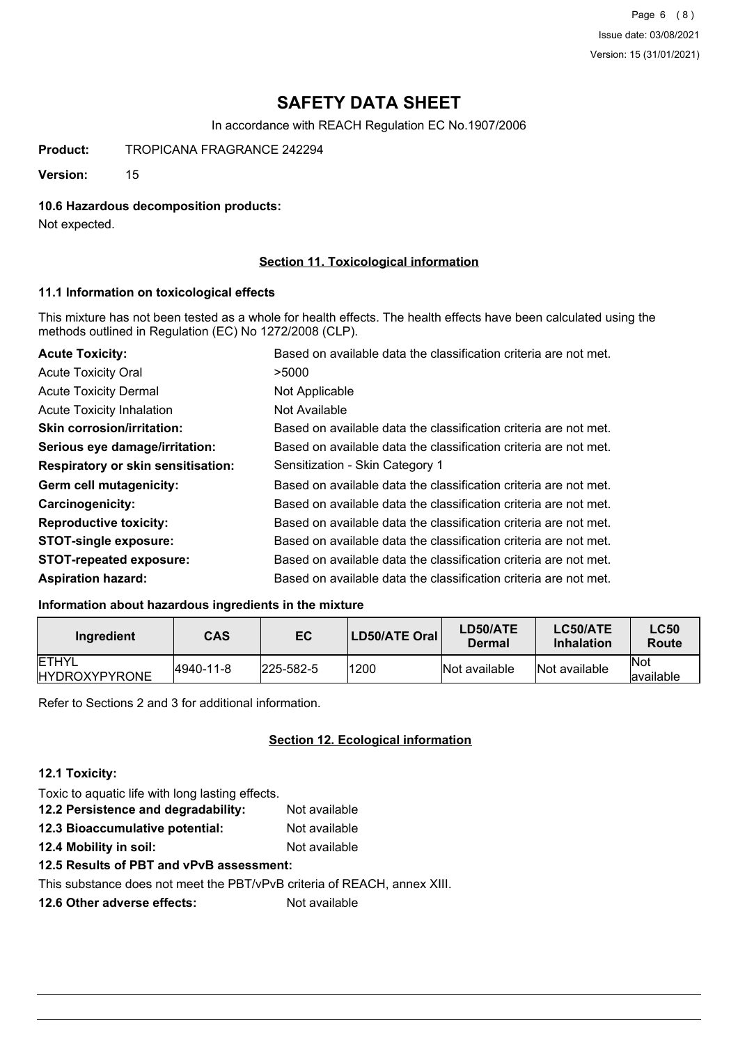# SAFETY DATA SHEET

In accordance with REACH Regulation EC No.1907/2006

**Product:** TROPICANA FRAGRANCE 242294

**Version:** 15

**10.6 Hazardous decomposition products:**

Not expected.

## Section 11. Toxicological information

**11.1 Information on toxicological effects**

This mixture has not been tested as a whole for health effects. The health effects have been calculated using the methods outlined in Regulation (EC) No 1272/2008 (CLP).

| | |
|---|---|
| **Acute Toxicity:** | Based on available data the classification criteria are not met. |
| Acute Toxicity Oral | >5000 |
| Acute Toxicity Dermal | Not Applicable |
| Acute Toxicity Inhalation | Not Available |
| **Skin corrosion/irritation:** | Based on available data the classification criteria are not met. |
| **Serious eye damage/irritation:** | Based on available data the classification criteria are not met. |
| **Respiratory or skin sensitisation:** | Sensitization - Skin Category 1 |
| **Germ cell mutagenicity:** | Based on available data the classification criteria are not met. |
| **Carcinogenicity:** | Based on available data the classification criteria are not met. |
| **Reproductive toxicity:** | Based on available data the classification criteria are not met. |
| **STOT-single exposure:** | Based on available data the classification criteria are not met. |
| **STOT-repeated exposure:** | Based on available data the classification criteria are not met. |
| **Aspiration hazard:** | Based on available data the classification criteria are not met. |

**Information about hazardous ingredients in the mixture**

| Ingredient | CAS | EC | LD50/ATE Oral | LD50/ATE Dermal | LC50/ATE Inhalation | LC50 Route |
|---|---|---|---|---|---|---|
| ETHYL HYDROXYPYRONE | 4940-11-8 | 225-582-5 | 1200 | Not available | Not available | Not available |

Refer to Sections 2 and 3 for additional information.

## Section 12. Ecological information

**12.1 Toxicity:**

Toxic to aquatic life with long lasting effects.

**12.2 Persistence and degradability:** Not available

**12.3 Bioaccumulative potential:** Not available

**12.4 Mobility in soil:** Not available

**12.5 Results of PBT and vPvB assessment:**

This substance does not meet the PBT/vPvB criteria of REACH, annex XIII.

**12.6 Other adverse effects:** Not available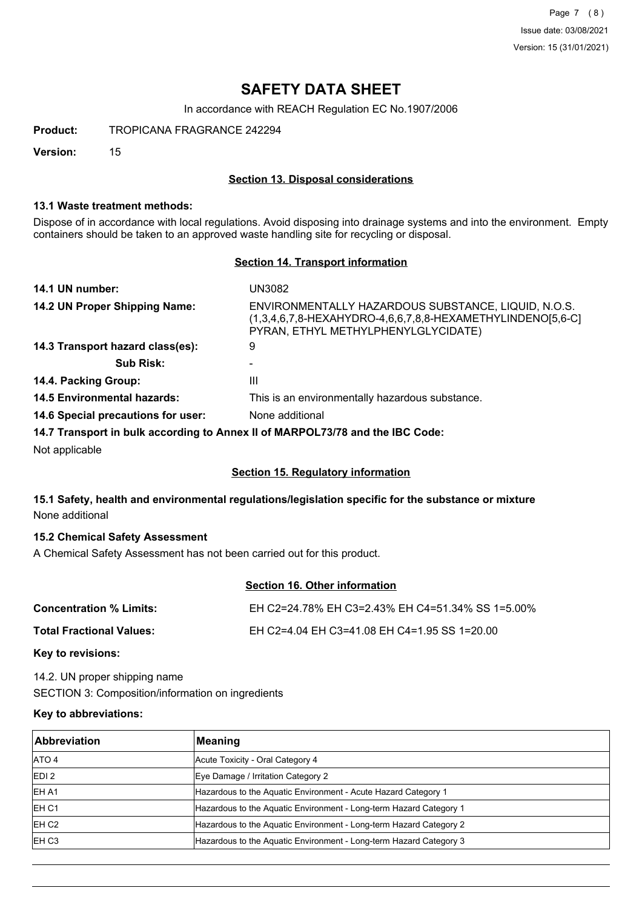# SAFETY DATA SHEET

In accordance with REACH Regulation EC No.1907/2006

**Product:** TROPICANA FRAGRANCE 242294

**Version:** 15

## Section 13. Disposal considerations

### 13.1 Waste treatment methods:

Dispose of in accordance with local regulations. Avoid disposing into drainage systems and into the environment. Empty containers should be taken to an approved waste handling site for recycling or disposal.

## Section 14. Transport information

**14.1 UN number:** UN3082

**14.2 UN Proper Shipping Name:** ENVIRONMENTALLY HAZARDOUS SUBSTANCE, LIQUID, N.O.S. (1,3,4,6,7,8-HEXAHYDRO-4,6,6,7,8,8-HEXAMETHYLINDENO[5,6-C] PYRAN, ETHYL METHYLPHENYLGLYCIDATE)

**14.3 Transport hazard class(es):** 9

**Sub Risk:** -

**14.4. Packing Group:** III

**14.5 Environmental hazards:** This is an environmentally hazardous substance.

**14.6 Special precautions for user:** None additional

**14.7 Transport in bulk according to Annex II of MARPOL73/78 and the IBC Code:**

Not applicable

## Section 15. Regulatory information

### 15.1 Safety, health and environmental regulations/legislation specific for the substance or mixture

None additional

### 15.2 Chemical Safety Assessment

A Chemical Safety Assessment has not been carried out for this product.

## Section 16. Other information

**Concentration % Limits:** EH C2=24.78% EH C3=2.43% EH C4=51.34% SS 1=5.00%

**Total Fractional Values:** EH C2=4.04 EH C3=41.08 EH C4=1.95 SS 1=20.00

**Key to revisions:**

14.2. UN proper shipping name

SECTION 3: Composition/information on ingredients

**Key to abbreviations:**

| Abbreviation | Meaning |
|---|---|
| ATO 4 | Acute Toxicity - Oral Category 4 |
| EDI 2 | Eye Damage / Irritation Category 2 |
| EH A1 | Hazardous to the Aquatic Environment - Acute Hazard Category 1 |
| EH C1 | Hazardous to the Aquatic Environment - Long-term Hazard Category 1 |
| EH C2 | Hazardous to the Aquatic Environment - Long-term Hazard Category 2 |
| EH C3 | Hazardous to the Aquatic Environment - Long-term Hazard Category 3 |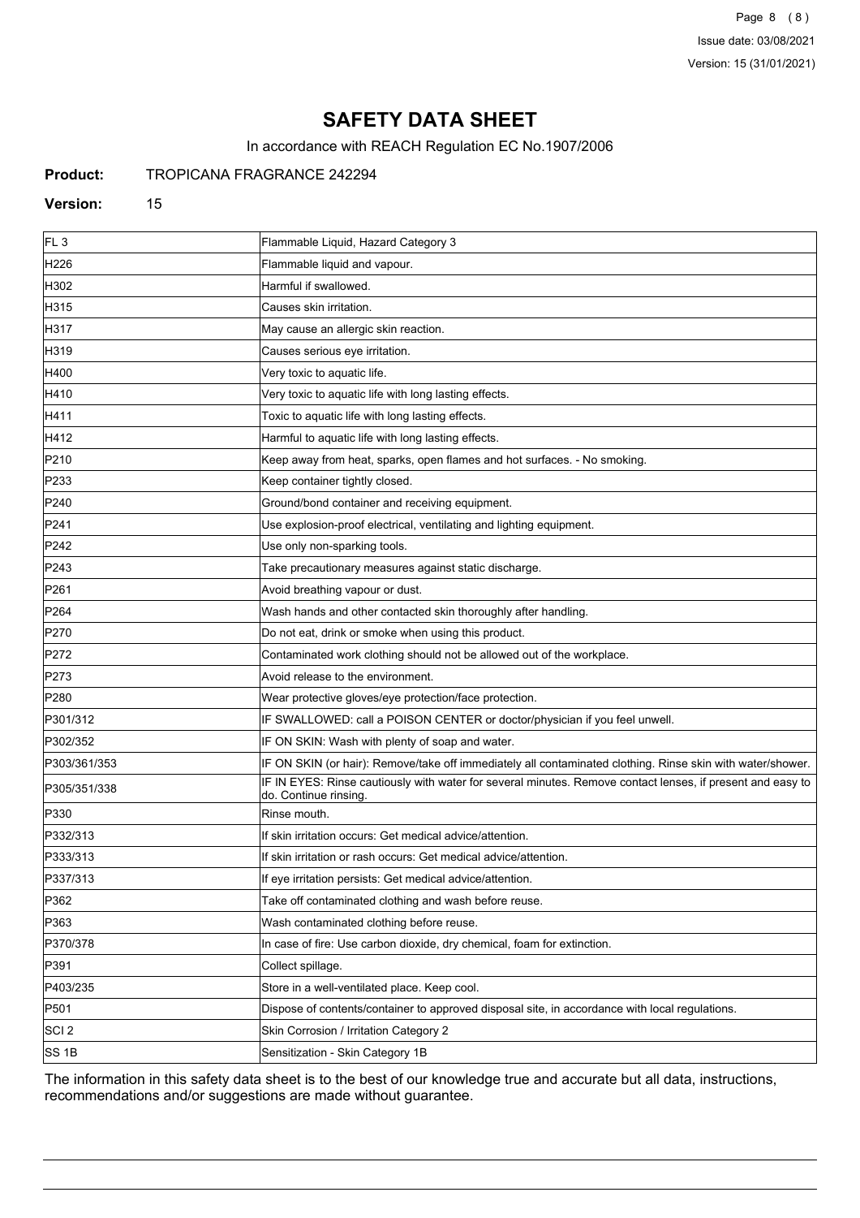# SAFETY DATA SHEET

In accordance with REACH Regulation EC No.1907/2006

**Product:** TROPICANA FRAGRANCE 242294

**Version:** 15

| | |
|---|---|
| FL 3 | Flammable Liquid, Hazard Category 3 |
| H226 | Flammable liquid and vapour. |
| H302 | Harmful if swallowed. |
| H315 | Causes skin irritation. |
| H317 | May cause an allergic skin reaction. |
| H319 | Causes serious eye irritation. |
| H400 | Very toxic to aquatic life. |
| H410 | Very toxic to aquatic life with long lasting effects. |
| H411 | Toxic to aquatic life with long lasting effects. |
| H412 | Harmful to aquatic life with long lasting effects. |
| P210 | Keep away from heat, sparks, open flames and hot surfaces. - No smoking. |
| P233 | Keep container tightly closed. |
| P240 | Ground/bond container and receiving equipment. |
| P241 | Use explosion-proof electrical, ventilating and lighting equipment. |
| P242 | Use only non-sparking tools. |
| P243 | Take precautionary measures against static discharge. |
| P261 | Avoid breathing vapour or dust. |
| P264 | Wash hands and other contacted skin thoroughly after handling. |
| P270 | Do not eat, drink or smoke when using this product. |
| P272 | Contaminated work clothing should not be allowed out of the workplace. |
| P273 | Avoid release to the environment. |
| P280 | Wear protective gloves/eye protection/face protection. |
| P301/312 | IF SWALLOWED: call a POISON CENTER or doctor/physician if you feel unwell. |
| P302/352 | IF ON SKIN: Wash with plenty of soap and water. |
| P303/361/353 | IF ON SKIN (or hair): Remove/take off immediately all contaminated clothing. Rinse skin with water/shower. |
| P305/351/338 | IF IN EYES: Rinse cautiously with water for several minutes. Remove contact lenses, if present and easy to do. Continue rinsing. |
| P330 | Rinse mouth. |
| P332/313 | If skin irritation occurs: Get medical advice/attention. |
| P333/313 | If skin irritation or rash occurs: Get medical advice/attention. |
| P337/313 | If eye irritation persists: Get medical advice/attention. |
| P362 | Take off contaminated clothing and wash before reuse. |
| P363 | Wash contaminated clothing before reuse. |
| P370/378 | In case of fire: Use carbon dioxide, dry chemical, foam for extinction. |
| P391 | Collect spillage. |
| P403/235 | Store in a well-ventilated place. Keep cool. |
| P501 | Dispose of contents/container to approved disposal site, in accordance with local regulations. |
| SCI 2 | Skin Corrosion / Irritation Category 2 |
| SS 1B | Sensitization - Skin Category 1B |

The information in this safety data sheet is to the best of our knowledge true and accurate but all data, instructions, recommendations and/or suggestions are made without guarantee.